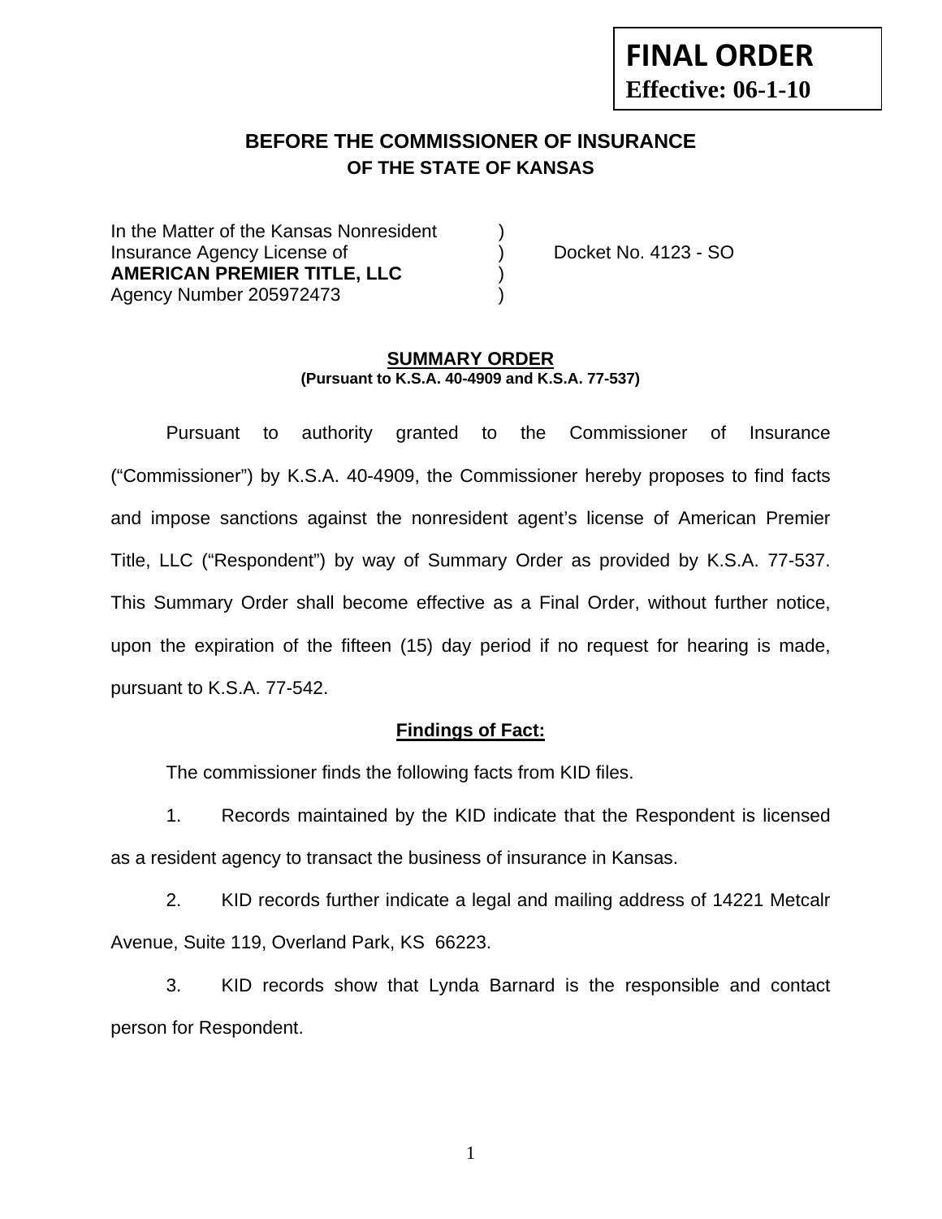**FINAL ORDER**
**Effective: 06-1-10**

## BEFORE THE COMMISSIONER OF INSURANCE
### OF THE STATE OF KANSAS

| | | |
|---|---|---|
| In the Matter of the Kansas Nonresident | ) | |
| Insurance Agency License of | ) | Docket No. 4123 - SO |
| **AMERICAN PREMIER TITLE, LLC** | ) | |
| Agency Number 205972473 | ) | |

### SUMMARY ORDER
**(Pursuant to K.S.A. 40-4909 and K.S.A. 77-537)**

Pursuant to authority granted to the Commissioner of Insurance ("Commissioner") by K.S.A. 40-4909, the Commissioner hereby proposes to find facts and impose sanctions against the nonresident agent's license of American Premier Title, LLC ("Respondent") by way of Summary Order as provided by K.S.A. 77-537. This Summary Order shall become effective as a Final Order, without further notice, upon the expiration of the fifteen (15) day period if no request for hearing is made, pursuant to K.S.A. 77-542.

### Findings of Fact:

The commissioner finds the following facts from KID files.

1. Records maintained by the KID indicate that the Respondent is licensed as a resident agency to transact the business of insurance in Kansas.

2. KID records further indicate a legal and mailing address of 14221 Metcalr Avenue, Suite 119, Overland Park, KS 66223.

3. KID records show that Lynda Barnard is the responsible and contact person for Respondent.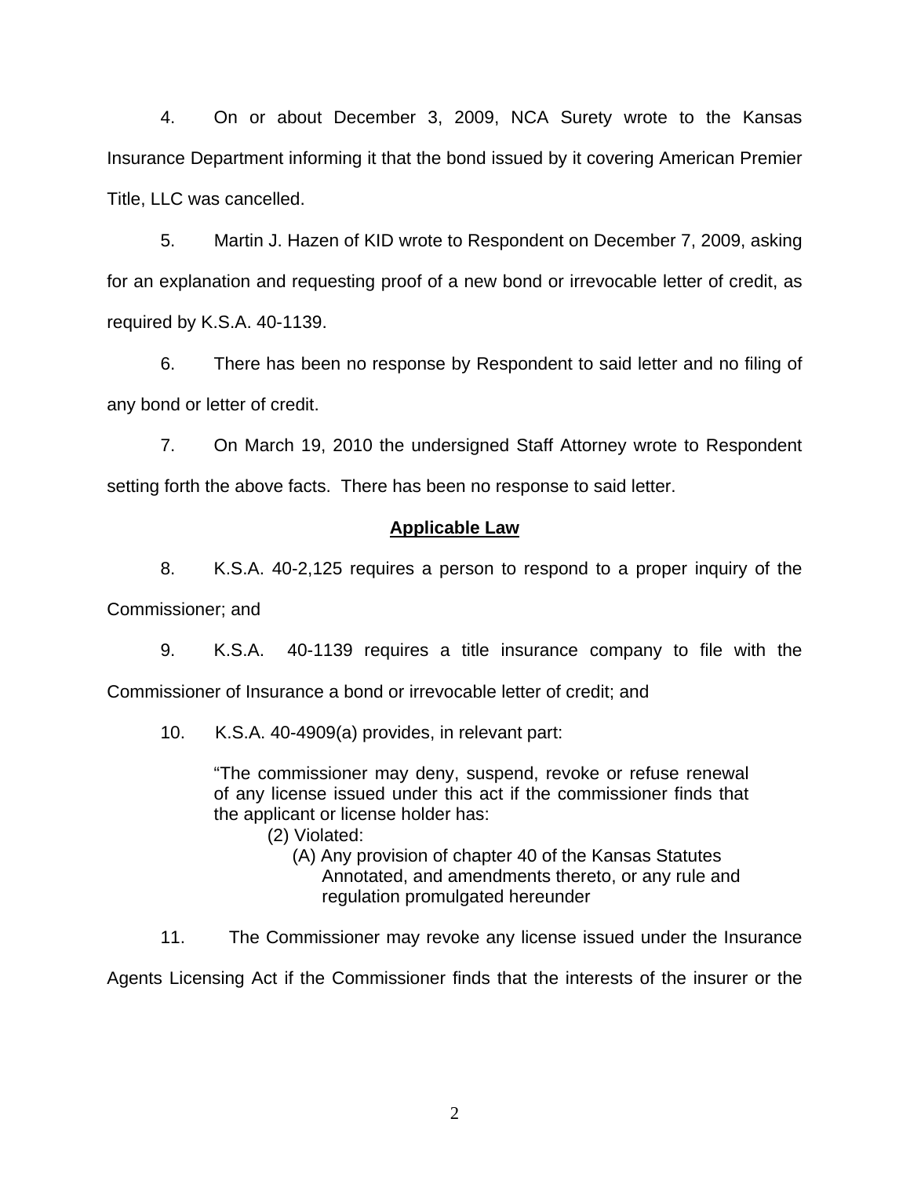4. On or about December 3, 2009, NCA Surety wrote to the Kansas Insurance Department informing it that the bond issued by it covering American Premier Title, LLC was cancelled.

5. Martin J. Hazen of KID wrote to Respondent on December 7, 2009, asking for an explanation and requesting proof of a new bond or irrevocable letter of credit, as required by K.S.A. 40-1139.

6. There has been no response by Respondent to said letter and no filing of any bond or letter of credit.

7. On March 19, 2010 the undersigned Staff Attorney wrote to Respondent setting forth the above facts. There has been no response to said letter.

## Applicable Law

8. K.S.A. 40-2,125 requires a person to respond to a proper inquiry of the Commissioner; and

9. K.S.A. 40-1139 requires a title insurance company to file with the Commissioner of Insurance a bond or irrevocable letter of credit; and

10. K.S.A. 40-4909(a) provides, in relevant part:

> "The commissioner may deny, suspend, revoke or refuse renewal of any license issued under this act if the commissioner finds that the applicant or license holder has:
>
> (2) Violated:
>
> (A) Any provision of chapter 40 of the Kansas Statutes Annotated, and amendments thereto, or any rule and regulation promulgated hereunder

11. The Commissioner may revoke any license issued under the Insurance Agents Licensing Act if the Commissioner finds that the interests of the insurer or the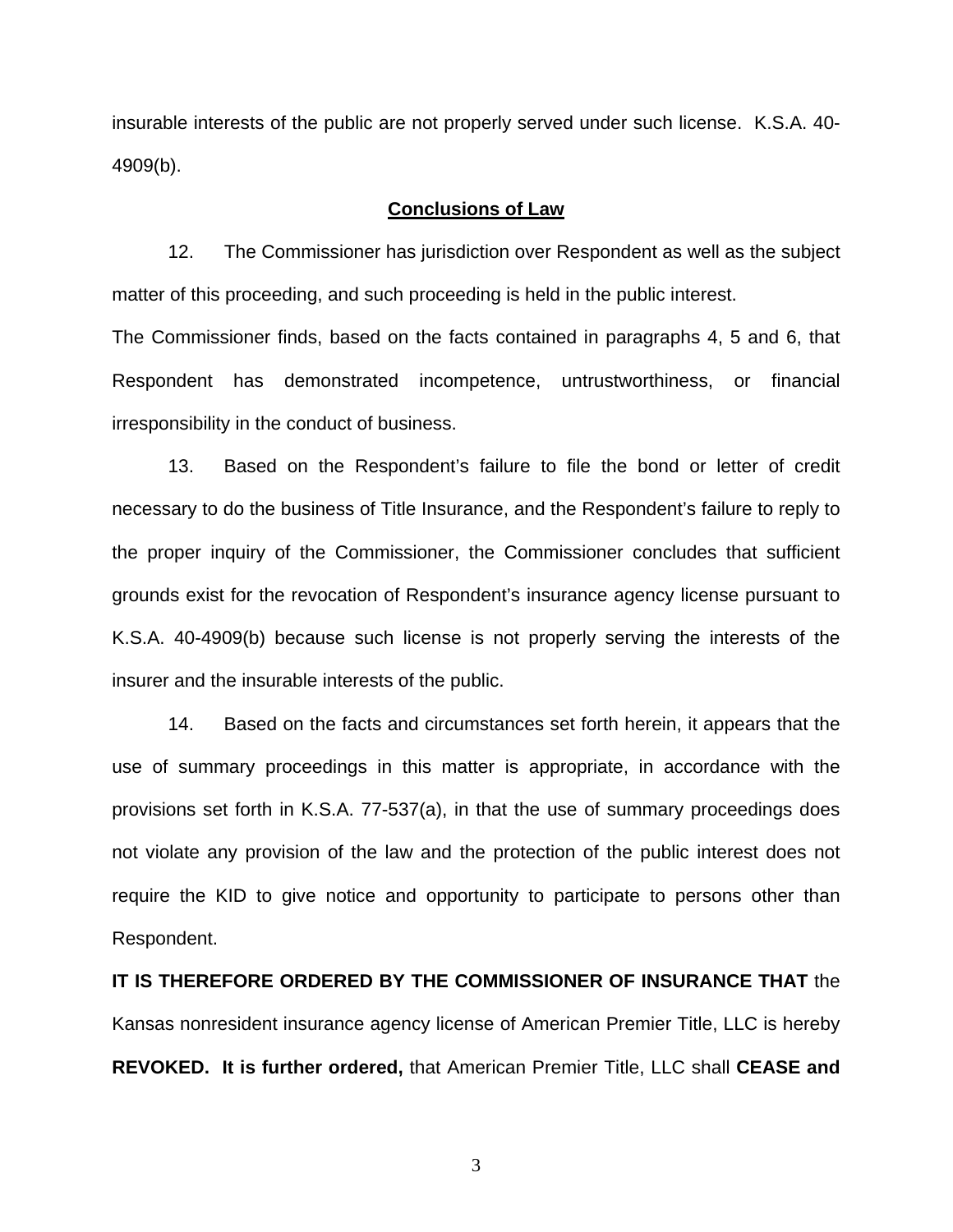insurable interests of the public are not properly served under such license. K.S.A. 40-4909(b).

## Conclusions of Law

12. The Commissioner has jurisdiction over Respondent as well as the subject matter of this proceeding, and such proceeding is held in the public interest.

The Commissioner finds, based on the facts contained in paragraphs 4, 5 and 6, that Respondent has demonstrated incompetence, untrustworthiness, or financial irresponsibility in the conduct of business.

13. Based on the Respondent's failure to file the bond or letter of credit necessary to do the business of Title Insurance, and the Respondent's failure to reply to the proper inquiry of the Commissioner, the Commissioner concludes that sufficient grounds exist for the revocation of Respondent's insurance agency license pursuant to K.S.A. 40-4909(b) because such license is not properly serving the interests of the insurer and the insurable interests of the public.

14. Based on the facts and circumstances set forth herein, it appears that the use of summary proceedings in this matter is appropriate, in accordance with the provisions set forth in K.S.A. 77-537(a), in that the use of summary proceedings does not violate any provision of the law and the protection of the public interest does not require the KID to give notice and opportunity to participate to persons other than Respondent.

**IT IS THEREFORE ORDERED BY THE COMMISSIONER OF INSURANCE THAT** the Kansas nonresident insurance agency license of American Premier Title, LLC is hereby **REVOKED. It is further ordered,** that American Premier Title, LLC shall **CEASE and**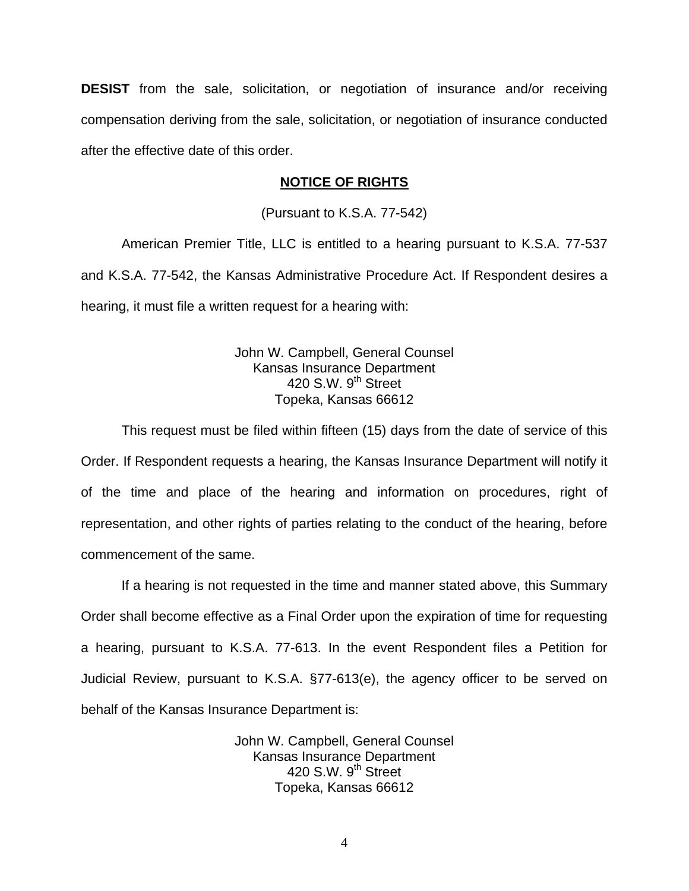**DESIST** from the sale, solicitation, or negotiation of insurance and/or receiving compensation deriving from the sale, solicitation, or negotiation of insurance conducted after the effective date of this order.

## NOTICE OF RIGHTS

(Pursuant to K.S.A. 77-542)

American Premier Title, LLC is entitled to a hearing pursuant to K.S.A. 77-537 and K.S.A. 77-542, the Kansas Administrative Procedure Act. If Respondent desires a hearing, it must file a written request for a hearing with:

John W. Campbell, General Counsel
Kansas Insurance Department
420 S.W. 9th Street
Topeka, Kansas 66612

This request must be filed within fifteen (15) days from the date of service of this Order. If Respondent requests a hearing, the Kansas Insurance Department will notify it of the time and place of the hearing and information on procedures, right of representation, and other rights of parties relating to the conduct of the hearing, before commencement of the same.

If a hearing is not requested in the time and manner stated above, this Summary Order shall become effective as a Final Order upon the expiration of time for requesting a hearing, pursuant to K.S.A. 77-613. In the event Respondent files a Petition for Judicial Review, pursuant to K.S.A. §77-613(e), the agency officer to be served on behalf of the Kansas Insurance Department is:

John W. Campbell, General Counsel
Kansas Insurance Department
420 S.W. 9th Street
Topeka, Kansas 66612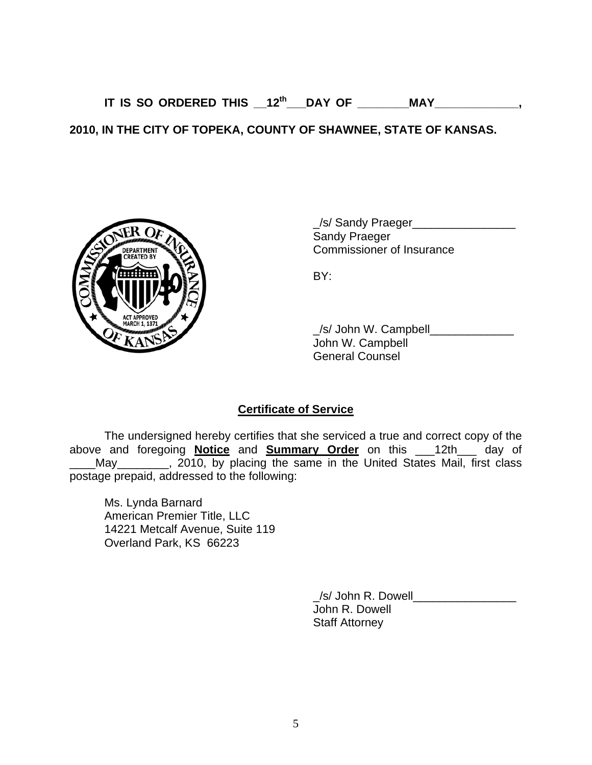**IT IS SO ORDERED THIS \_\_12th\_\_\_DAY OF \_\_\_\_\_\_\_\_MAY\_\_\_\_\_\_\_\_\_\_\_\_\_, 2010, IN THE CITY OF TOPEKA, COUNTY OF SHAWNEE, STATE OF KANSAS.**

_/s/ Sandy Praeger________________
Sandy Praeger
Commissioner of Insurance

BY:

_/s/ John W. Campbell_____________
John W. Campbell
General Counsel

## Certificate of Service

The undersigned hereby certifies that she serviced a true and correct copy of the above and foregoing **Notice** and **Summary Order** on this ___12th___ day of ____May________, 2010, by placing the same in the United States Mail, first class postage prepaid, addressed to the following:

Ms. Lynda Barnard
American Premier Title, LLC
14221 Metcalf Avenue, Suite 119
Overland Park, KS 66223

_/s/ John R. Dowell________________
John R. Dowell
Staff Attorney